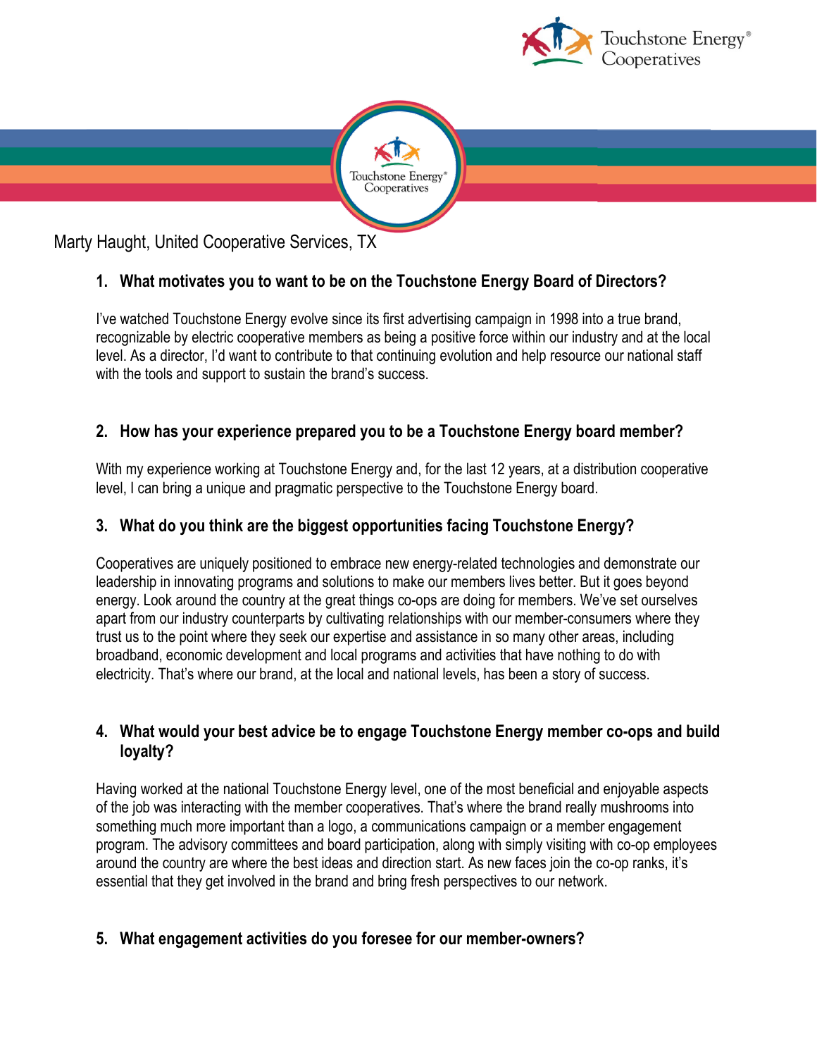Marty Haught, United Cooperative Services, TX

**1. What motivates you to want to be on the Touchstone Energy Board of Directors?**

I've watched Touchstone Energy evolve since its first advertising campaign in 1998 into a true brand, recognizable by electric cooperative members as being a positive force within our industry and at the local level. As a director, I'd want to contribute to that continuing evolution and help resource our national staff with the tools and support to sustain the brand's success.

**2. How has your experience prepared you to be a Touchstone Energy board member?**

With my experience working at Touchstone Energy and, for the last 12 years, at a distribution cooperative level, I can bring a unique and pragmatic perspective to the Touchstone Energy board.

**3. What do you think are the biggest opportunities facing Touchstone Energy?**

Cooperatives are uniquely positioned to embrace new energy-related technologies and demonstrate our leadership in innovating programs and solutions to make our members lives better. But it goes beyond energy. Look around the country at the great things co-ops are doing for members. We've set ourselves apart from our industry counterparts by cultivating relationships with our member-consumers where they trust us to the point where they seek our expertise and assistance in so many other areas, including broadband, economic development and local programs and activities that have nothing to do with electricity. That's where our brand, at the local and national levels, has been a story of success.

**4. What would your best advice be to engage Touchstone Energy member co-ops and build loyalty?**

Having worked at the national Touchstone Energy level, one of the most beneficial and enjoyable aspects of the job was interacting with the member cooperatives. That's where the brand really mushrooms into something much more important than a logo, a communications campaign or a member engagement program. The advisory committees and board participation, along with simply visiting with co-op employees around the country are where the best ideas and direction start. As new faces join the co-op ranks, it's essential that they get involved in the brand and bring fresh perspectives to our network.

**5. What engagement activities do you foresee for our member-owners?**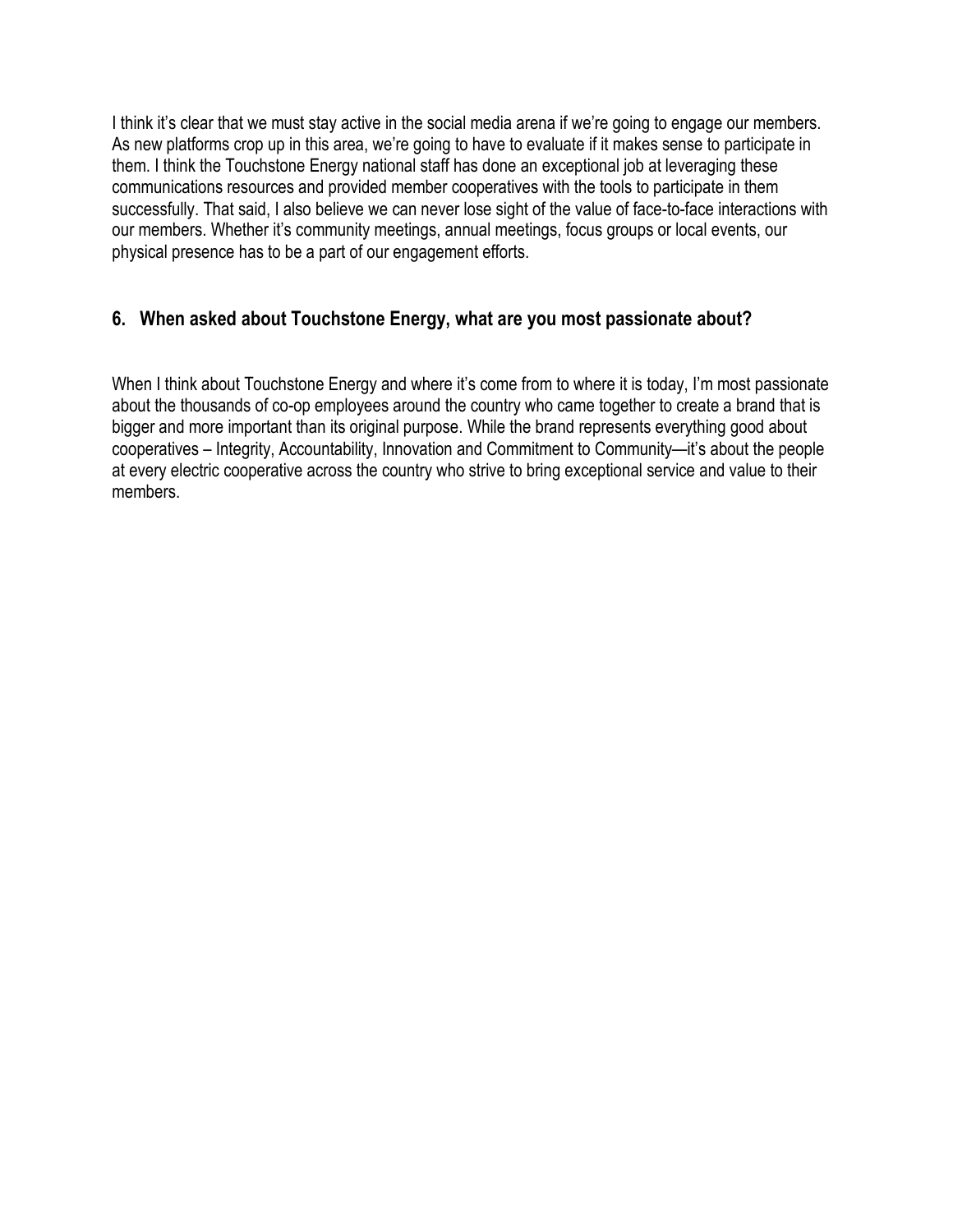I think it's clear that we must stay active in the social media arena if we're going to engage our members. As new platforms crop up in this area, we're going to have to evaluate if it makes sense to participate in them. I think the Touchstone Energy national staff has done an exceptional job at leveraging these communications resources and provided member cooperatives with the tools to participate in them successfully. That said, I also believe we can never lose sight of the value of face-to-face interactions with our members. Whether it's community meetings, annual meetings, focus groups or local events, our physical presence has to be a part of our engagement efforts.

## 6. When asked about Touchstone Energy, what are you most passionate about?

When I think about Touchstone Energy and where it's come from to where it is today, I'm most passionate about the thousands of co-op employees around the country who came together to create a brand that is bigger and more important than its original purpose. While the brand represents everything good about cooperatives – Integrity, Accountability, Innovation and Commitment to Community—it's about the people at every electric cooperative across the country who strive to bring exceptional service and value to their members.